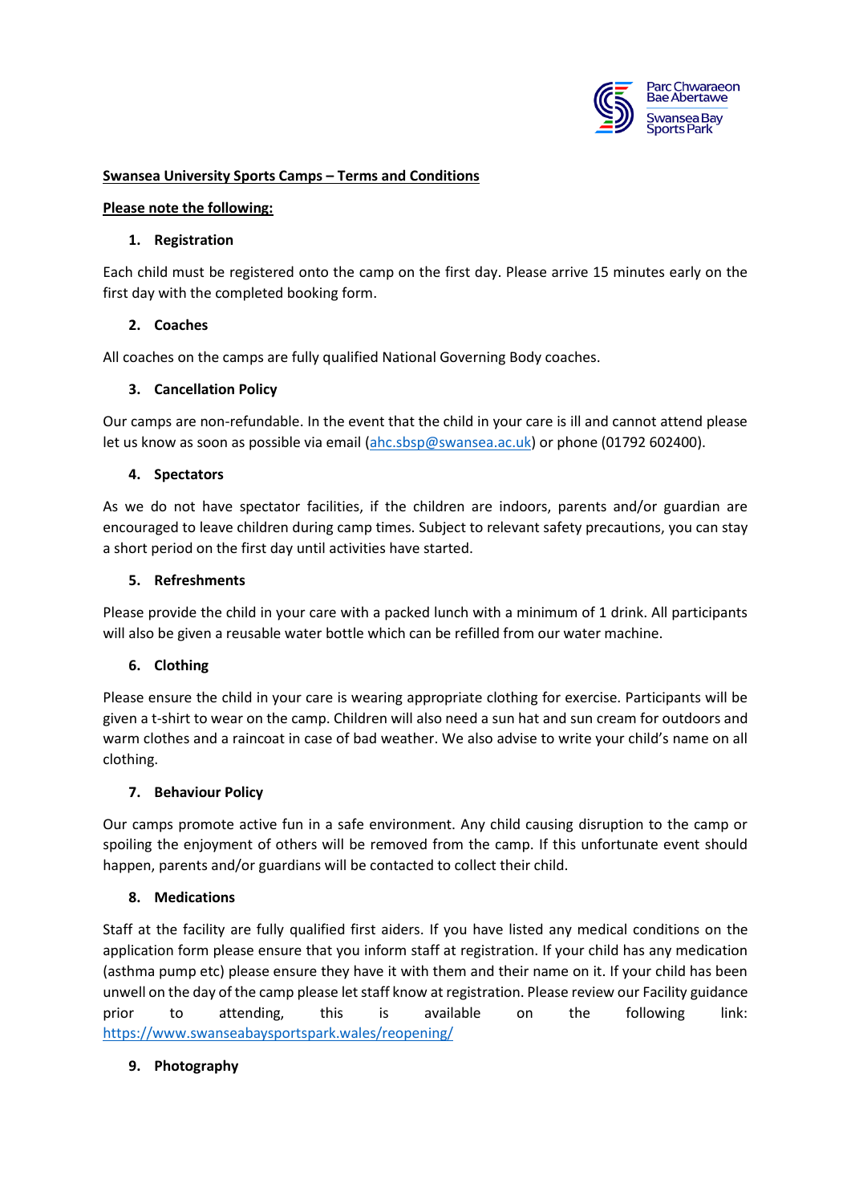Parc Chwaraeon Bae Abertawe
Swansea Bay Sports Park

**Swansea University Sports Camps – Terms and Conditions**

**Please note the following:**

1. **Registration**

Each child must be registered onto the camp on the first day. Please arrive 15 minutes early on the first day with the completed booking form.

2. **Coaches**

All coaches on the camps are fully qualified National Governing Body coaches.

3. **Cancellation Policy**

Our camps are non-refundable. In the event that the child in your care is ill and cannot attend please let us know as soon as possible via email (ahc.sbsp@swansea.ac.uk) or phone (01792 602400).

4. **Spectators**

As we do not have spectator facilities, if the children are indoors, parents and/or guardian are encouraged to leave children during camp times. Subject to relevant safety precautions, you can stay a short period on the first day until activities have started.

5. **Refreshments**

Please provide the child in your care with a packed lunch with a minimum of 1 drink. All participants will also be given a reusable water bottle which can be refilled from our water machine.

6. **Clothing**

Please ensure the child in your care is wearing appropriate clothing for exercise. Participants will be given a t-shirt to wear on the camp. Children will also need a sun hat and sun cream for outdoors and warm clothes and a raincoat in case of bad weather. We also advise to write your child's name on all clothing.

7. **Behaviour Policy**

Our camps promote active fun in a safe environment. Any child causing disruption to the camp or spoiling the enjoyment of others will be removed from the camp. If this unfortunate event should happen, parents and/or guardians will be contacted to collect their child.

8. **Medications**

Staff at the facility are fully qualified first aiders. If you have listed any medical conditions on the application form please ensure that you inform staff at registration. If your child has any medication (asthma pump etc) please ensure they have it with them and their name on it. If your child has been unwell on the day of the camp please let staff know at registration. Please review our Facility guidance prior to attending, this is available on the following link: https://www.swanseabaysportspark.wales/reopening/

9. **Photography**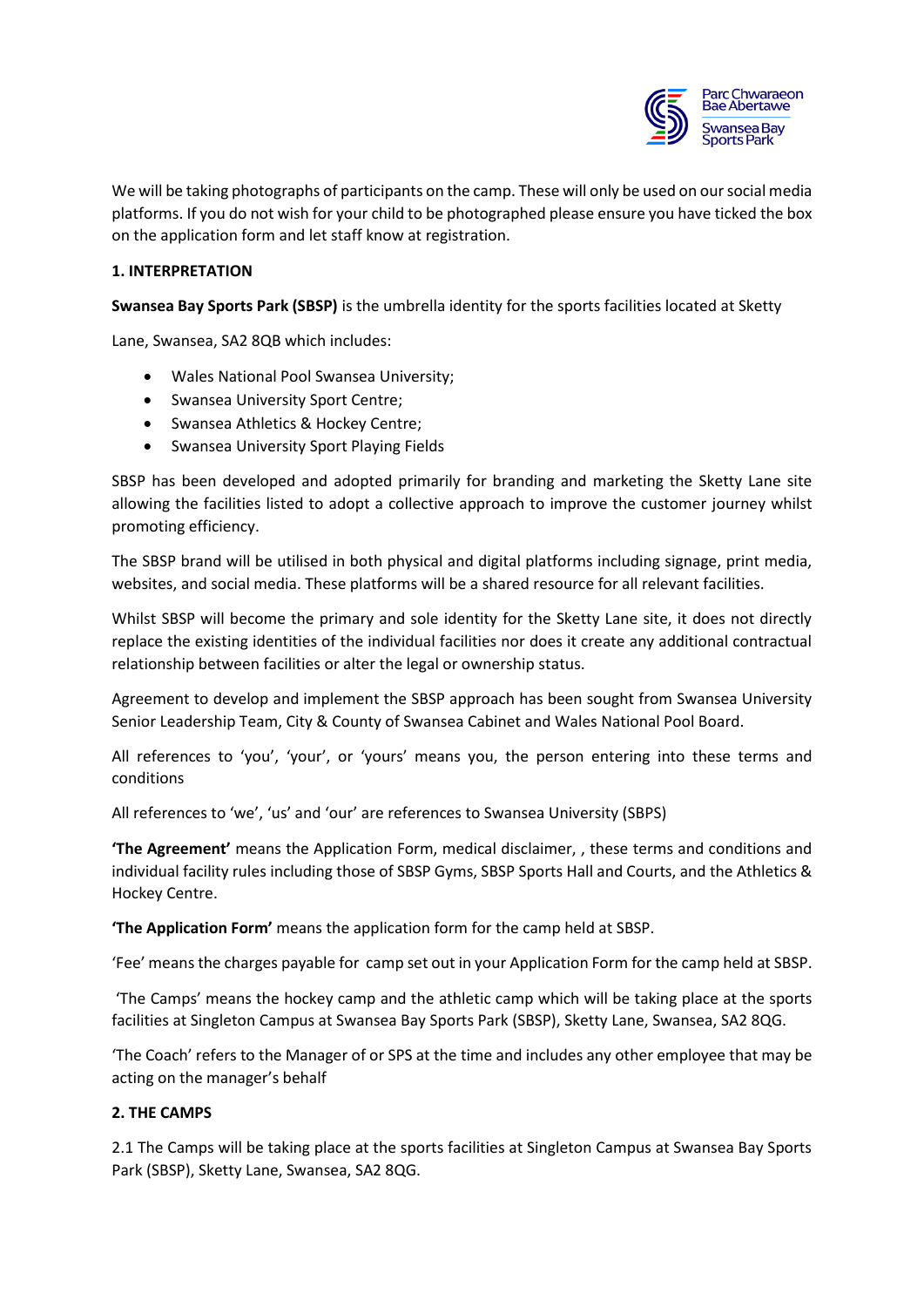We will be taking photographs of participants on the camp. These will only be used on our social media platforms. If you do not wish for your child to be photographed please ensure you have ticked the box on the application form and let staff know at registration.

**1. INTERPRETATION**

**Swansea Bay Sports Park (SBSP)** is the umbrella identity for the sports facilities located at Sketty Lane, Swansea, SA2 8QB which includes:

- Wales National Pool Swansea University;
- Swansea University Sport Centre;
- Swansea Athletics & Hockey Centre;
- Swansea University Sport Playing Fields

SBSP has been developed and adopted primarily for branding and marketing the Sketty Lane site allowing the facilities listed to adopt a collective approach to improve the customer journey whilst promoting efficiency.

The SBSP brand will be utilised in both physical and digital platforms including signage, print media, websites, and social media. These platforms will be a shared resource for all relevant facilities.

Whilst SBSP will become the primary and sole identity for the Sketty Lane site, it does not directly replace the existing identities of the individual facilities nor does it create any additional contractual relationship between facilities or alter the legal or ownership status.

Agreement to develop and implement the SBSP approach has been sought from Swansea University Senior Leadership Team, City & County of Swansea Cabinet and Wales National Pool Board.

All references to 'you', 'your', or 'yours' means you, the person entering into these terms and conditions

All references to 'we', 'us' and 'our' are references to Swansea University (SBPS)

**'The Agreement'** means the Application Form, medical disclaimer, , these terms and conditions and individual facility rules including those of SBSP Gyms, SBSP Sports Hall and Courts, and the Athletics & Hockey Centre.

**'The Application Form'** means the application form for the camp held at SBSP.

'Fee' means the charges payable for camp set out in your Application Form for the camp held at SBSP.

'The Camps' means the hockey camp and the athletic camp which will be taking place at the sports facilities at Singleton Campus at Swansea Bay Sports Park (SBSP), Sketty Lane, Swansea, SA2 8QG.

'The Coach' refers to the Manager of or SPS at the time and includes any other employee that may be acting on the manager's behalf

**2. THE CAMPS**

2.1 The Camps will be taking place at the sports facilities at Singleton Campus at Swansea Bay Sports Park (SBSP), Sketty Lane, Swansea, SA2 8QG.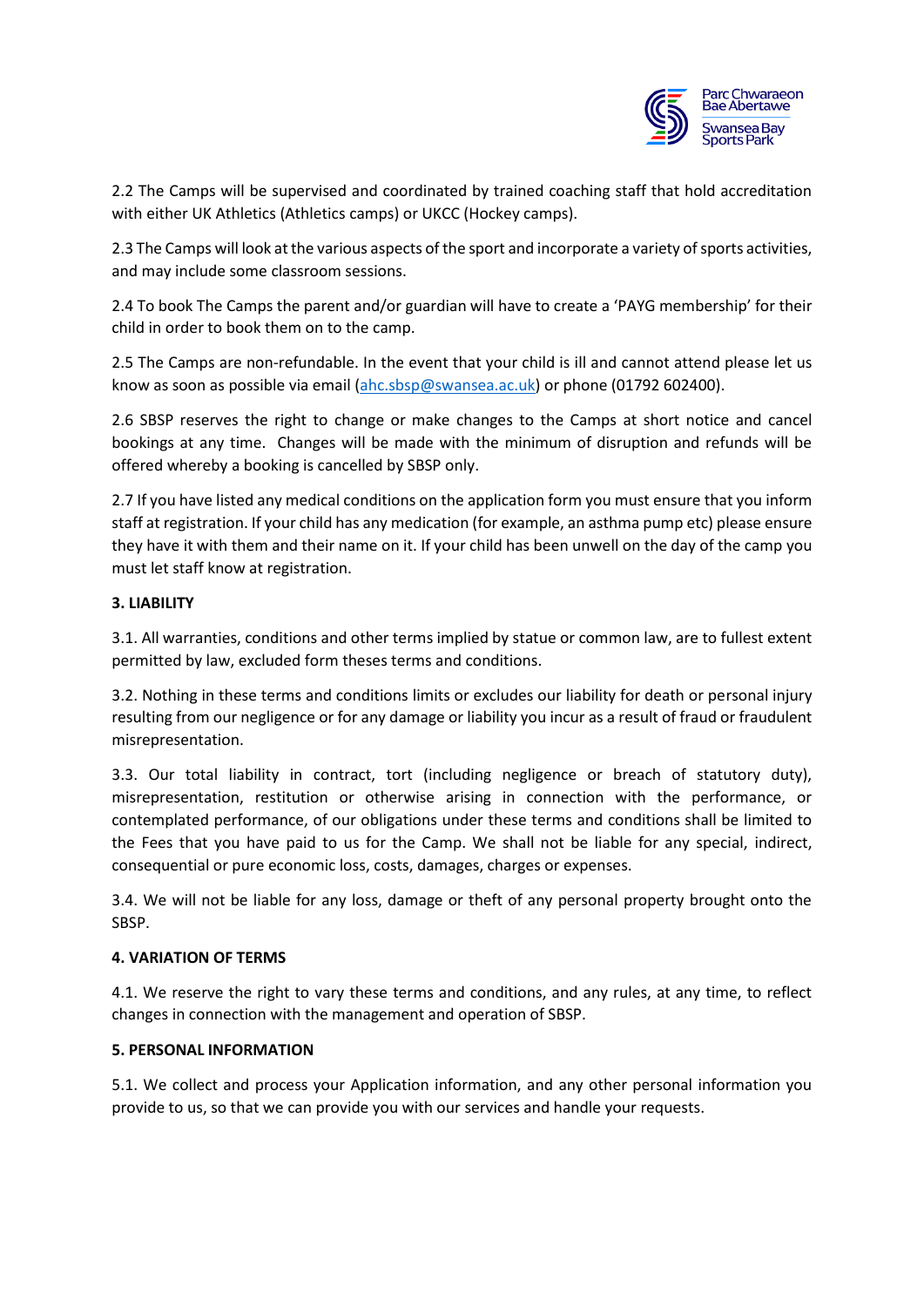2.2 The Camps will be supervised and coordinated by trained coaching staff that hold accreditation with either UK Athletics (Athletics camps) or UKCC (Hockey camps).

2.3 The Camps will look at the various aspects of the sport and incorporate a variety of sports activities, and may include some classroom sessions.

2.4 To book The Camps the parent and/or guardian will have to create a 'PAYG membership' for their child in order to book them on to the camp.

2.5 The Camps are non-refundable. In the event that your child is ill and cannot attend please let us know as soon as possible via email (ahc.sbsp@swansea.ac.uk) or phone (01792 602400).

2.6 SBSP reserves the right to change or make changes to the Camps at short notice and cancel bookings at any time. Changes will be made with the minimum of disruption and refunds will be offered whereby a booking is cancelled by SBSP only.

2.7 If you have listed any medical conditions on the application form you must ensure that you inform staff at registration. If your child has any medication (for example, an asthma pump etc) please ensure they have it with them and their name on it. If your child has been unwell on the day of the camp you must let staff know at registration.

**3. LIABILITY**

3.1. All warranties, conditions and other terms implied by statue or common law, are to fullest extent permitted by law, excluded form theses terms and conditions.

3.2. Nothing in these terms and conditions limits or excludes our liability for death or personal injury resulting from our negligence or for any damage or liability you incur as a result of fraud or fraudulent misrepresentation.

3.3. Our total liability in contract, tort (including negligence or breach of statutory duty), misrepresentation, restitution or otherwise arising in connection with the performance, or contemplated performance, of our obligations under these terms and conditions shall be limited to the Fees that you have paid to us for the Camp. We shall not be liable for any special, indirect, consequential or pure economic loss, costs, damages, charges or expenses.

3.4. We will not be liable for any loss, damage or theft of any personal property brought onto the SBSP.

**4. VARIATION OF TERMS**

4.1. We reserve the right to vary these terms and conditions, and any rules, at any time, to reflect changes in connection with the management and operation of SBSP.

**5. PERSONAL INFORMATION**

5.1. We collect and process your Application information, and any other personal information you provide to us, so that we can provide you with our services and handle your requests.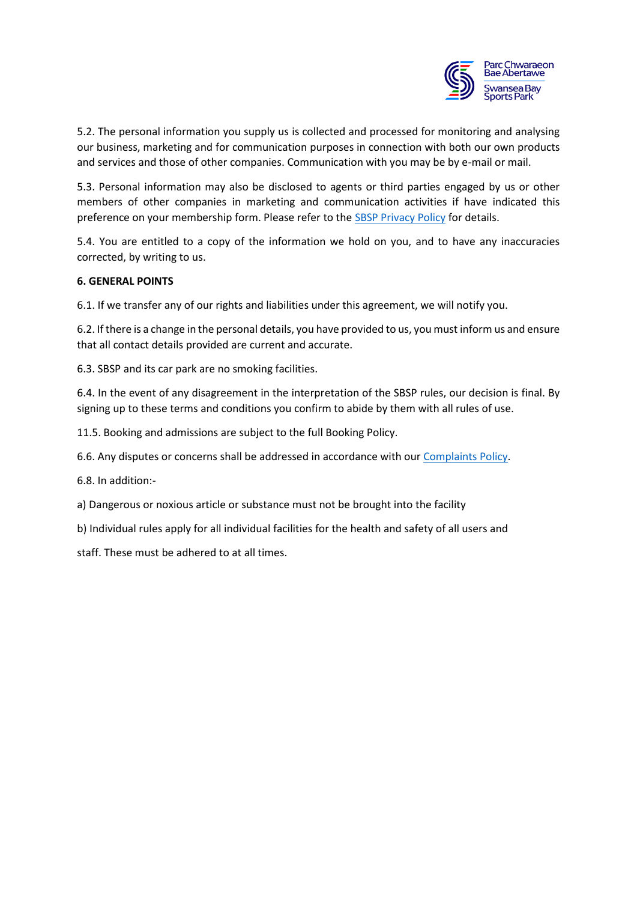5.2. The personal information you supply us is collected and processed for monitoring and analysing our business, marketing and for communication purposes in connection with both our own products and services and those of other companies. Communication with you may be by e-mail or mail.

5.3. Personal information may also be disclosed to agents or third parties engaged by us or other members of other companies in marketing and communication activities if have indicated this preference on your membership form. Please refer to the SBSP Privacy Policy for details.

5.4. You are entitled to a copy of the information we hold on you, and to have any inaccuracies corrected, by writing to us.

**6. GENERAL POINTS**

6.1. If we transfer any of our rights and liabilities under this agreement, we will notify you.

6.2. If there is a change in the personal details, you have provided to us, you must inform us and ensure that all contact details provided are current and accurate.

6.3. SBSP and its car park are no smoking facilities.

6.4. In the event of any disagreement in the interpretation of the SBSP rules, our decision is final. By signing up to these terms and conditions you confirm to abide by them with all rules of use.

11.5. Booking and admissions are subject to the full Booking Policy.

6.6. Any disputes or concerns shall be addressed in accordance with our Complaints Policy.

6.8. In addition:-

a) Dangerous or noxious article or substance must not be brought into the facility

b) Individual rules apply for all individual facilities for the health and safety of all users and

staff. These must be adhered to at all times.